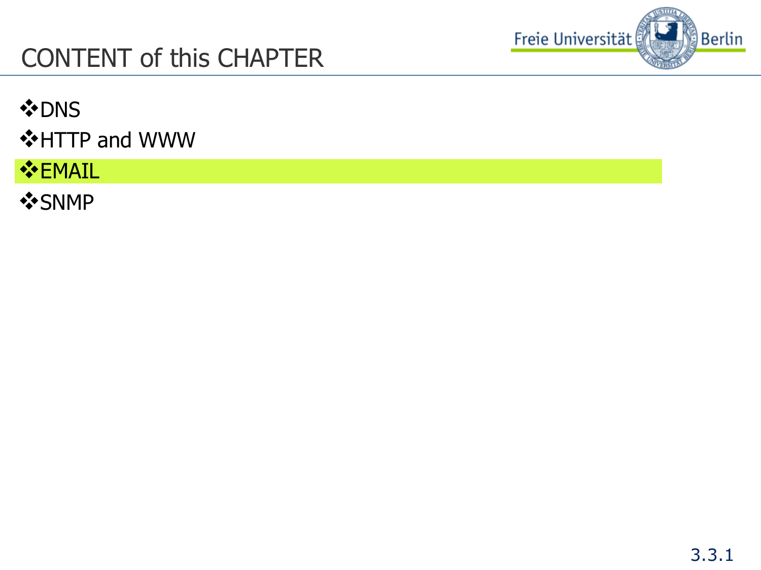# CONTENT of this CHAPTER

- DNS
- HTTP and WWW
- **EMAIL**
- SNMP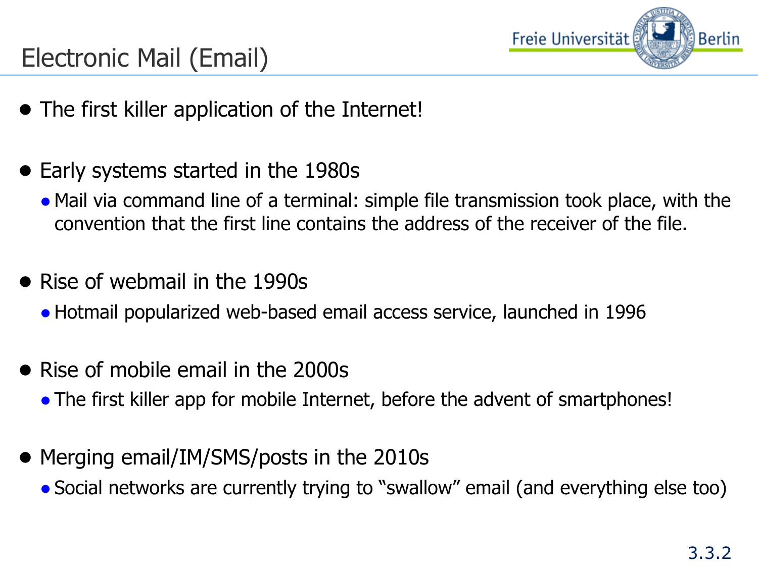# Electronic Mail (Email)

- The first killer application of the Internet!
- Early systems started in the 1980s
  - Mail via command line of a terminal: simple file transmission took place, with the convention that the first line contains the address of the receiver of the file.
- Rise of webmail in the 1990s
  - Hotmail popularized web-based email access service, launched in 1996
- Rise of mobile email in the 2000s
  - The first killer app for mobile Internet, before the advent of smartphones!
- Merging email/IM/SMS/posts in the 2010s
  - Social networks are currently trying to "swallow" email (and everything else too)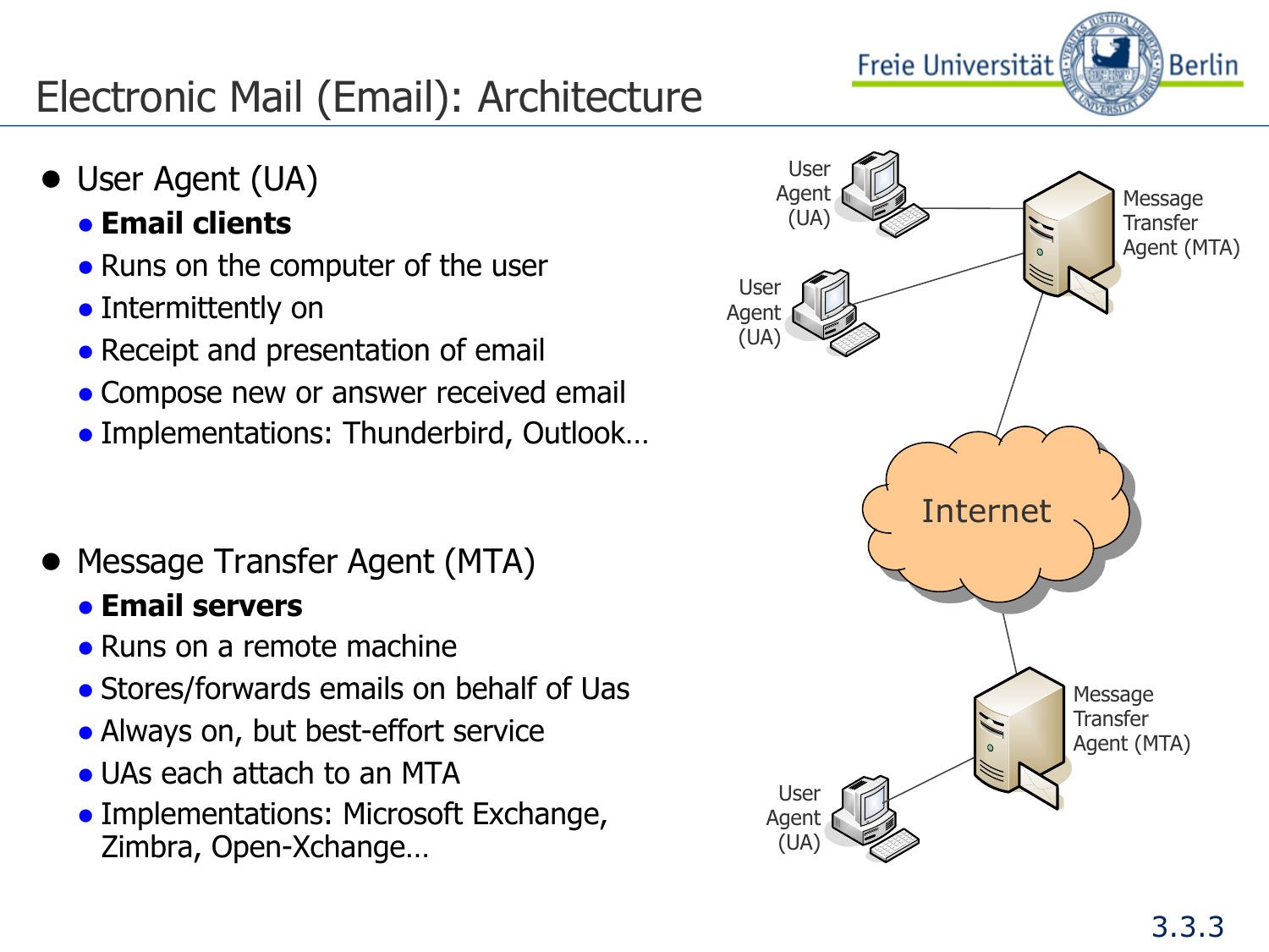# Electronic Mail (Email): Architecture

- User Agent (UA)
  - **Email clients**
  - Runs on the computer of the user
  - Intermittently on
  - Receipt and presentation of email
  - Compose new or answer received email
  - Implementations: Thunderbird, Outlook…

- Message Transfer Agent (MTA)
  - **Email servers**
  - Runs on a remote machine
  - Stores/forwards emails on behalf of Uas
  - Always on, but best-effort service
  - UAs each attach to an MTA
  - Implementations: Microsoft Exchange, Zimbra, Open-Xchange…

User Agent (UA)

User Agent (UA)

Message Transfer Agent (MTA)

Internet

Message Transfer Agent (MTA)

User Agent (UA)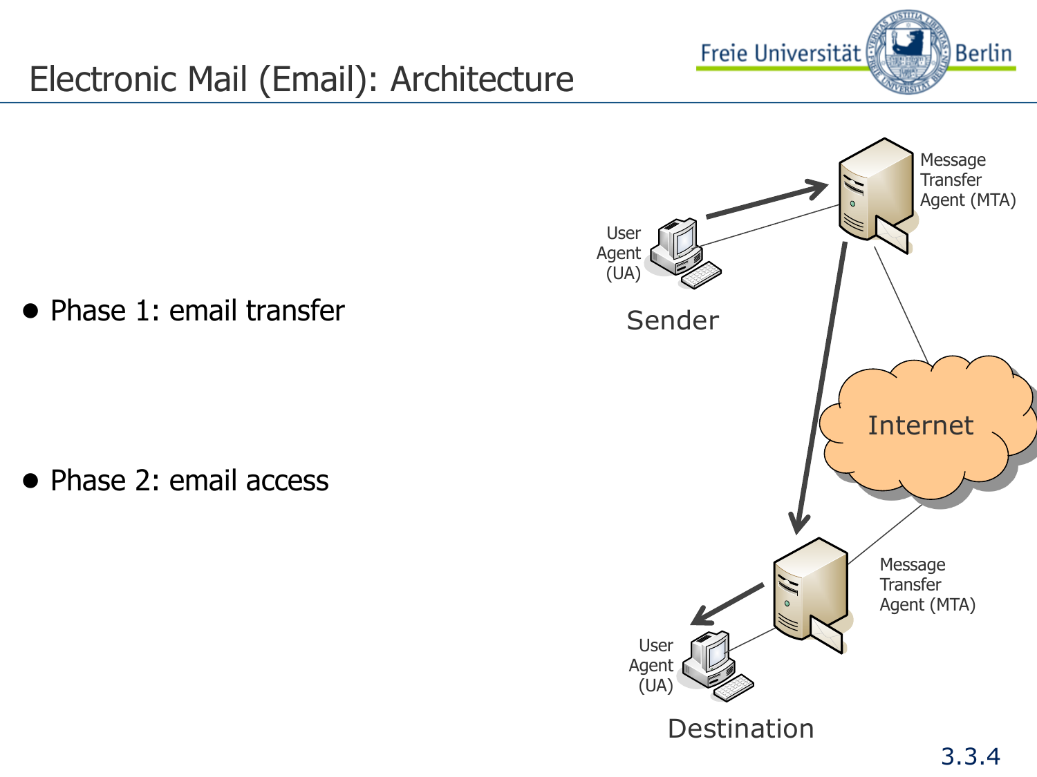# Electronic Mail (Email): Architecture

- Phase 1: email transfer
- Phase 2: email access

User Agent (UA)

Sender

Message Transfer Agent (MTA)

Internet

Message Transfer Agent (MTA)

User Agent (UA)

Destination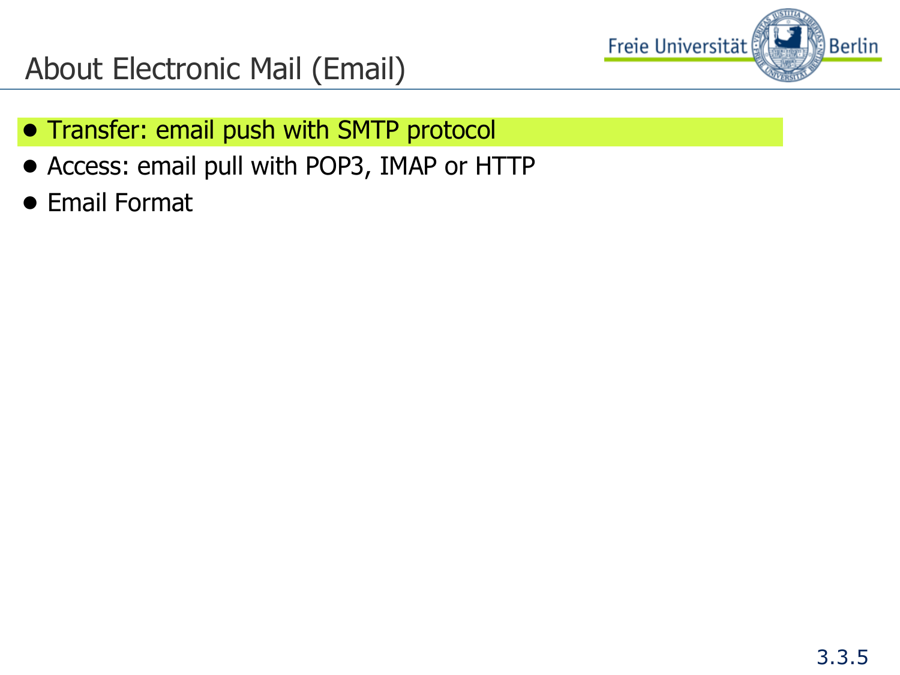# About Electronic Mail (Email)

- Transfer: email push with SMTP protocol
- Access: email pull with POP3, IMAP or HTTP
- Email Format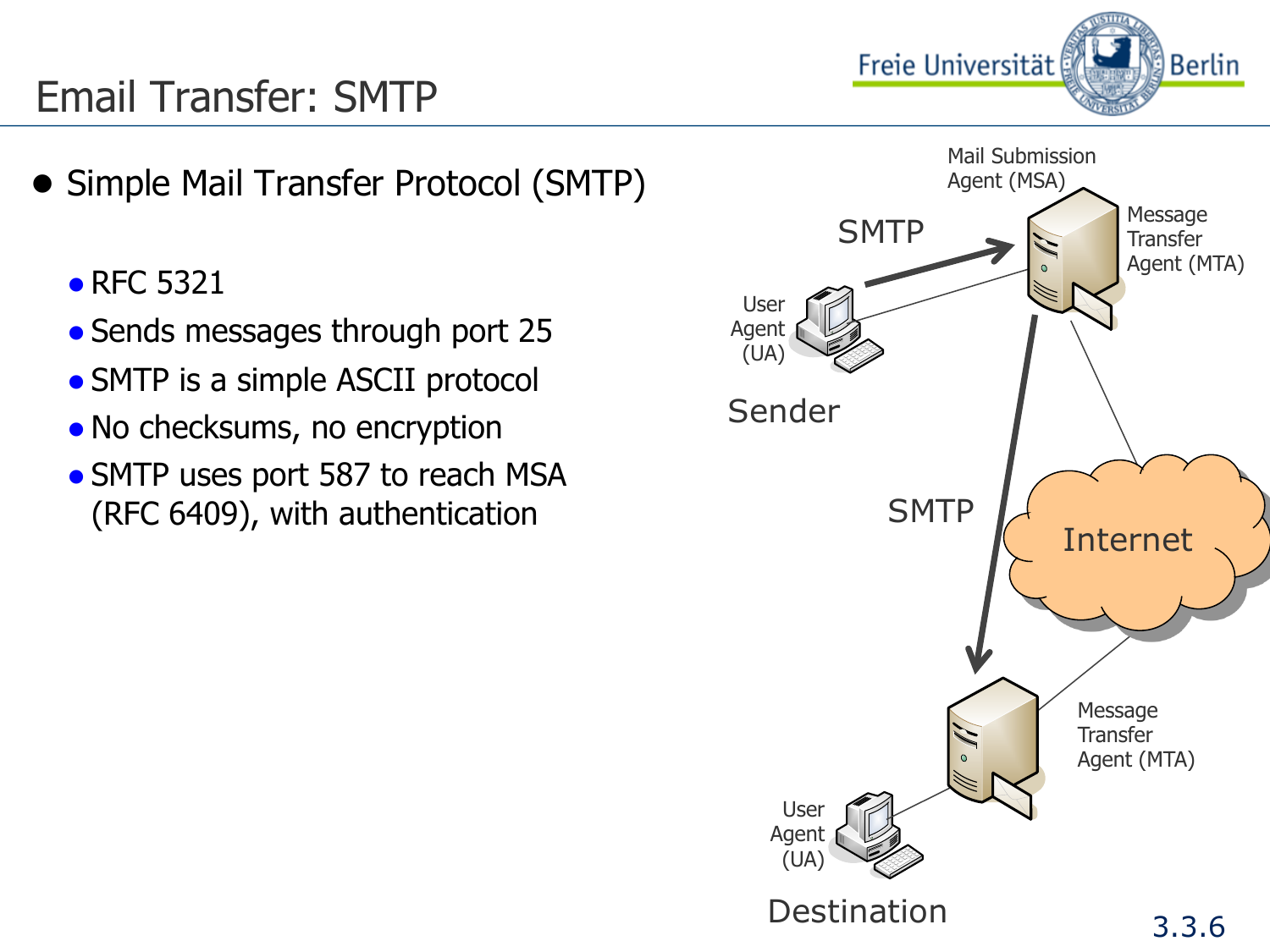# Email Transfer: SMTP

- Simple Mail Transfer Protocol (SMTP)
  - RFC 5321
  - Sends messages through port 25
  - SMTP is a simple ASCII protocol
  - No checksums, no encryption
  - SMTP uses port 587 to reach MSA (RFC 6409), with authentication

Mail Submission Agent (MSA)

Message Transfer Agent (MTA)

SMTP

User Agent (UA)

Sender

SMTP

Internet

Message Transfer Agent (MTA)

User Agent (UA)

Destination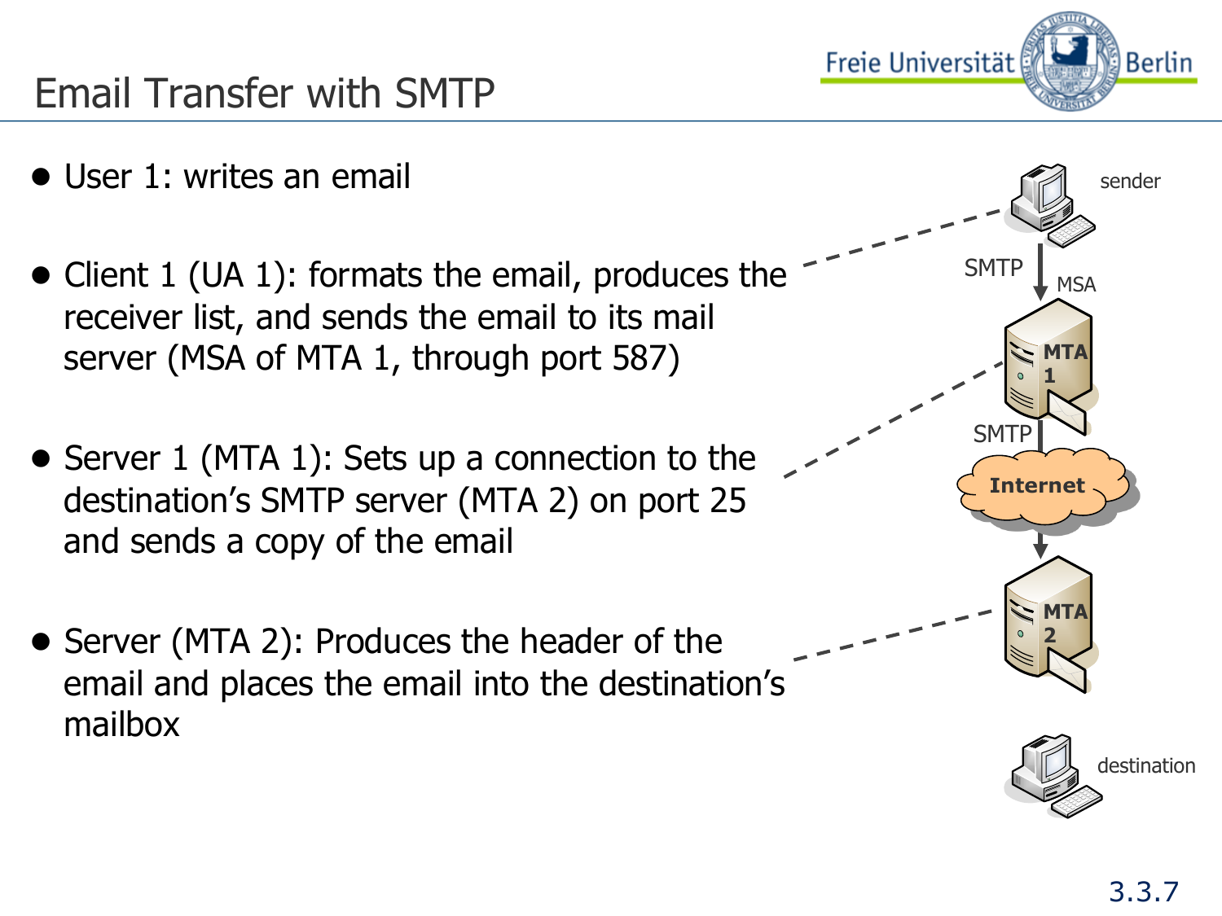# Email Transfer with SMTP

- User 1: writes an email
- Client 1 (UA 1): formats the email, produces the receiver list, and sends the email to its mail server (MSA of MTA 1, through port 587)
- Server 1 (MTA 1): Sets up a connection to the destination's SMTP server (MTA 2) on port 25 and sends a copy of the email
- Server (MTA 2): Produces the header of the email and places the email into the destination's mailbox

sender

SMTP

MSA

MTA 1

SMTP

Internet

MTA 2

destination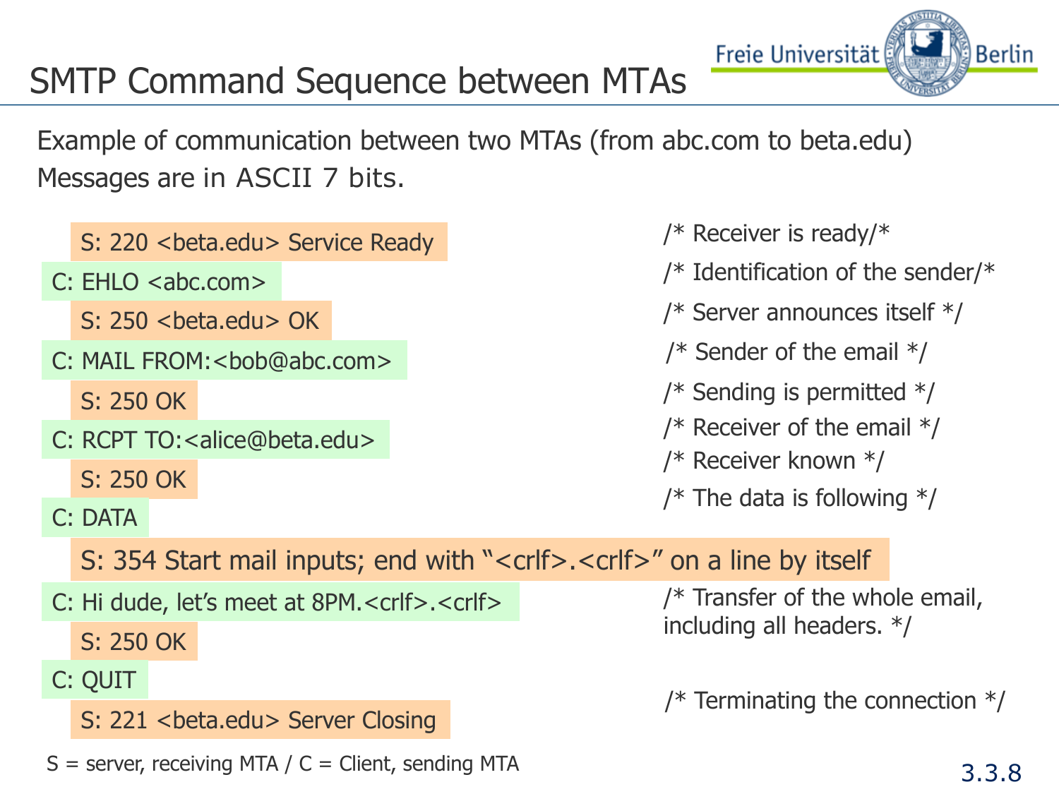# SMTP Command Sequence between MTAs

Example of communication between two MTAs (from abc.com to beta.edu)
Messages are in ASCII 7 bits.

```
   S: 220 <beta.edu> Service Ready                 /* Receiver is ready/*
C: EHLO <abc.com>                                  /* Identification of the sender/*
   S: 250 <beta.edu> OK                            /* Server announces itself */
C: MAIL FROM:<bob@abc.com>                         /* Sender of the email */
   S: 250 OK                                       /* Sending is permitted */
C: RCPT TO:<alice@beta.edu>                        /* Receiver of the email */
   S: 250 OK                                       /* Receiver known */
C: DATA                                            /* The data is following */
   S: 354 Start mail inputs; end with "<crlf>.<crlf>" on a line by itself
C: Hi dude, let's meet at 8PM.<crlf>.<crlf>        /* Transfer of the whole email,
                                                   including all headers. */
   S: 250 OK
C: QUIT                                            /* Terminating the connection */
   S: 221 <beta.edu> Server Closing
```

S = server, receiving MTA / C = Client, sending MTA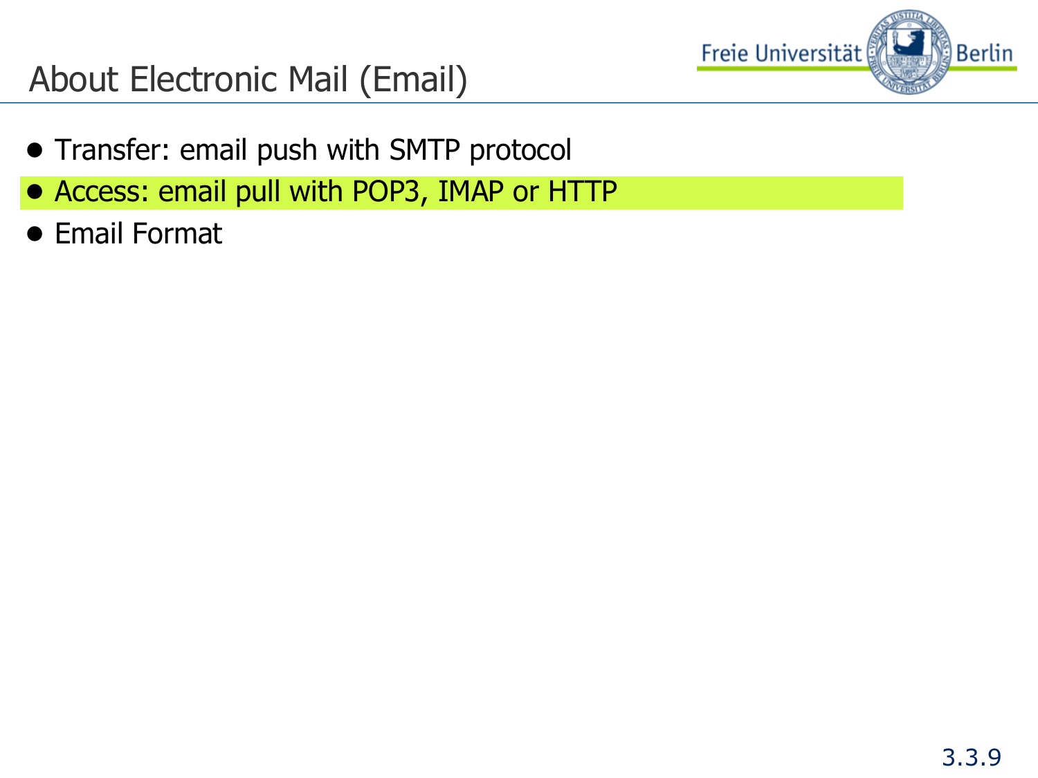# About Electronic Mail (Email)

- Transfer: email push with SMTP protocol
- Access: email pull with POP3, IMAP or HTTP
- Email Format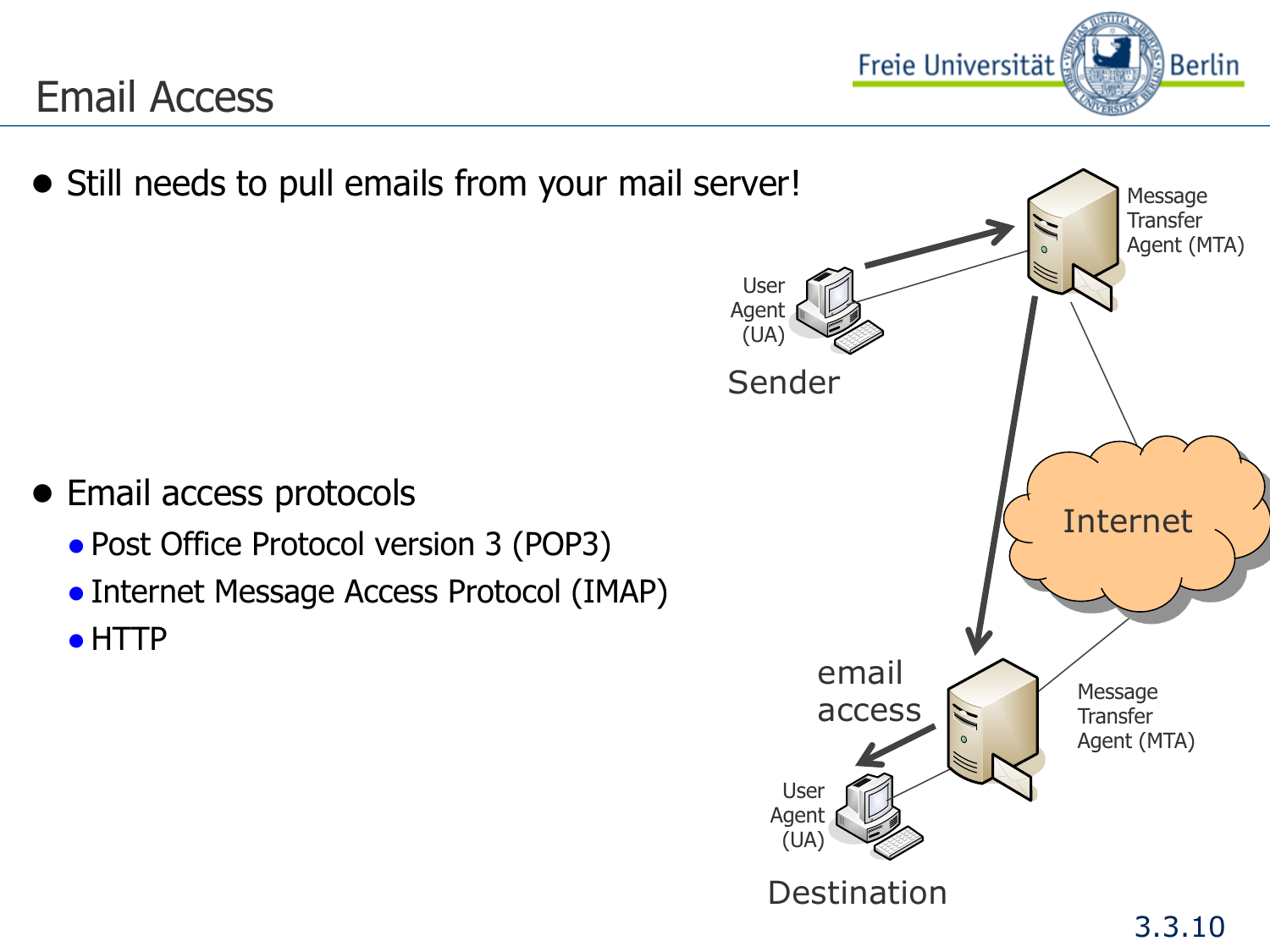# Email Access

- Still needs to pull emails from your mail server!

- Email access protocols
  - Post Office Protocol version 3 (POP3)
  - Internet Message Access Protocol (IMAP)
  - HTTP

Message Transfer Agent (MTA)

User Agent (UA)

Sender

Internet

email access

Message Transfer Agent (MTA)

User Agent (UA)

Destination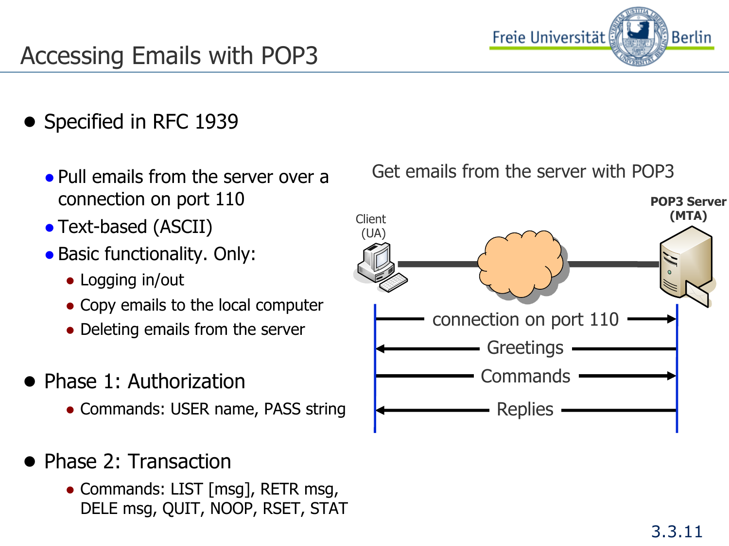# Accessing Emails with POP3

- Specified in RFC 1939
  - Pull emails from the server over a connection on port 110
  - Text-based (ASCII)
  - Basic functionality. Only:
    - Logging in/out
    - Copy emails to the local computer
    - Deleting emails from the server
- Phase 1: Authorization
  - Commands: USER name, PASS string
- Phase 2: Transaction
  - Commands: LIST [msg], RETR msg, DELE msg, QUIT, NOOP, RSET, STAT

Get emails from the server with POP3

Client (UA)

POP3 Server (MTA)

- connection on port 110 →
- ← Greetings
- Commands →
- ← Replies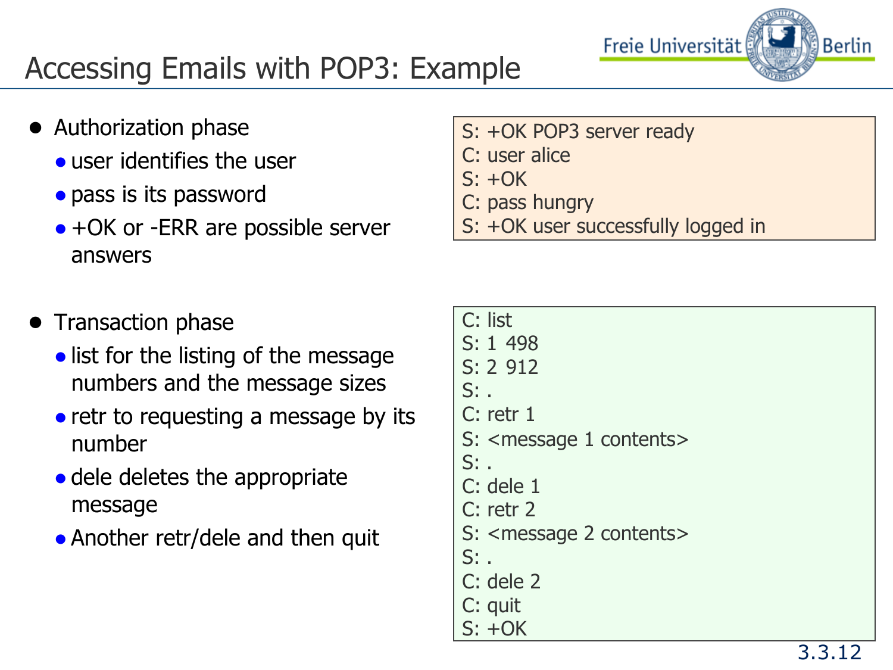# Accessing Emails with POP3: Example

- Authorization phase
  - user identifies the user
  - pass is its password
  - +OK or -ERR are possible server answers

```
S: +OK POP3 server ready
C: user alice
S: +OK
C: pass hungry
S: +OK user successfully logged in
```

- Transaction phase
  - list for the listing of the message numbers and the message sizes
  - retr to requesting a message by its number
  - dele deletes the appropriate message
  - Another retr/dele and then quit

```
C: list
S: 1 498
S: 2 912
S: .
C: retr 1
S: <message 1 contents>
S: .
C: dele 1
C: retr 2
S: <message 2 contents>
S: .
C: dele 2
C: quit
S: +OK
```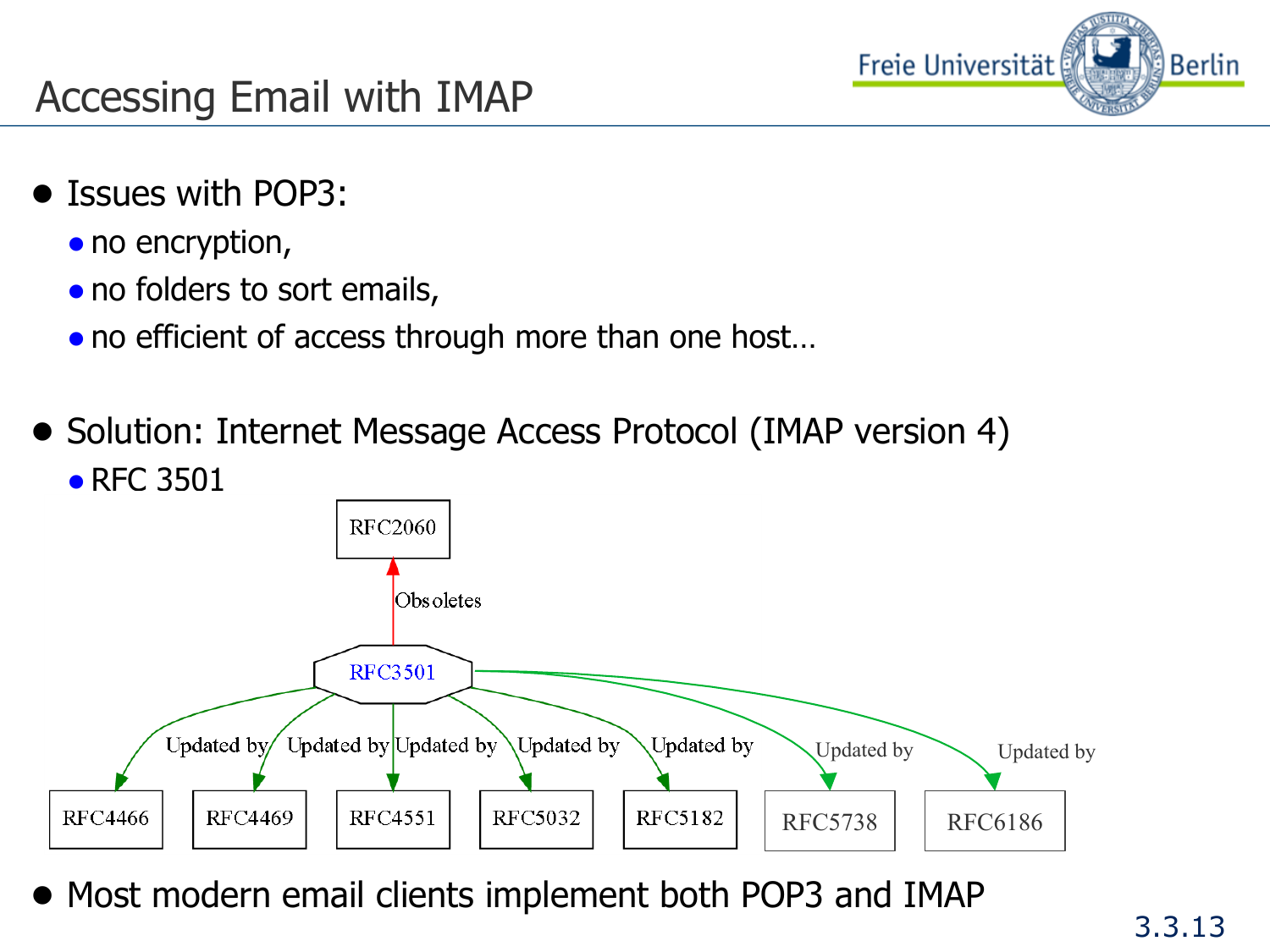# Accessing Email with IMAP

- Issues with POP3:
  - no encryption,
  - no folders to sort emails,
  - no efficient of access through more than one host…
- Solution: Internet Message Access Protocol (IMAP version 4)
  - RFC 3501

RFC2060

Obsoletes

RFC3501

Updated by | Updated by | Updated by | Updated by | Updated by | Updated by | Updated by

RFC4466 | RFC4469 | RFC4551 | RFC5032 | RFC5182 | RFC5738 | RFC6186

- Most modern email clients implement both POP3 and IMAP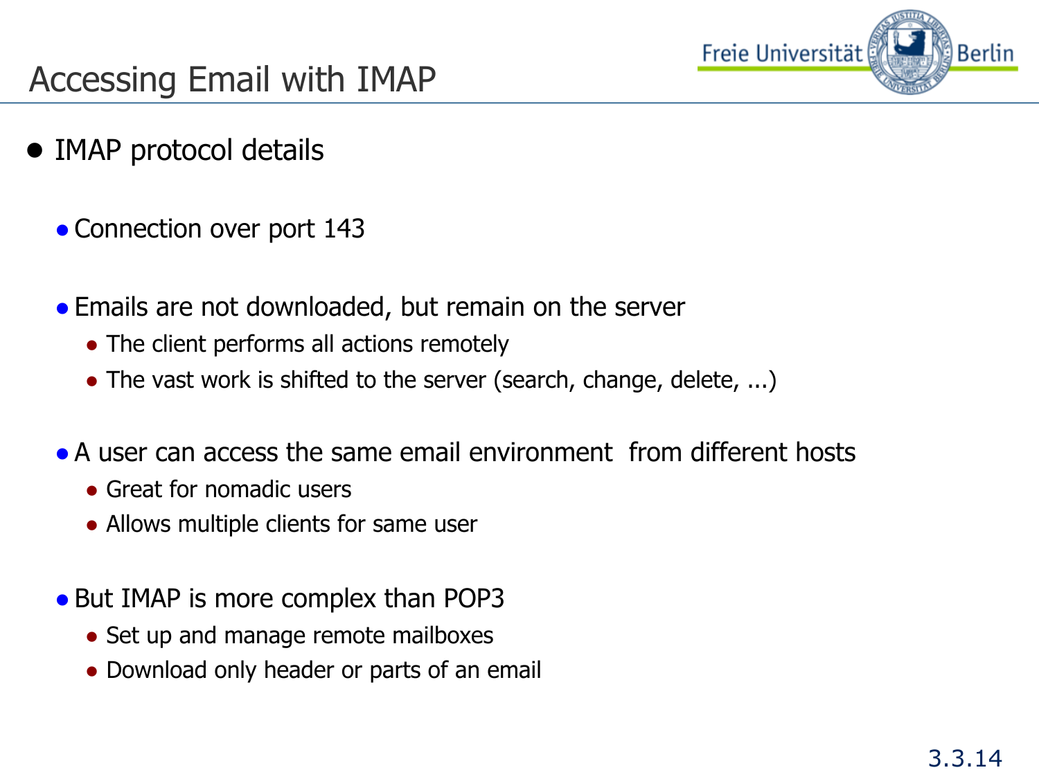# Accessing Email with IMAP

- IMAP protocol details
  - Connection over port 143
  - Emails are not downloaded, but remain on the server
    - The client performs all actions remotely
    - The vast work is shifted to the server (search, change, delete, ...)
  - A user can access the same email environment from different hosts
    - Great for nomadic users
    - Allows multiple clients for same user
  - But IMAP is more complex than POP3
    - Set up and manage remote mailboxes
    - Download only header or parts of an email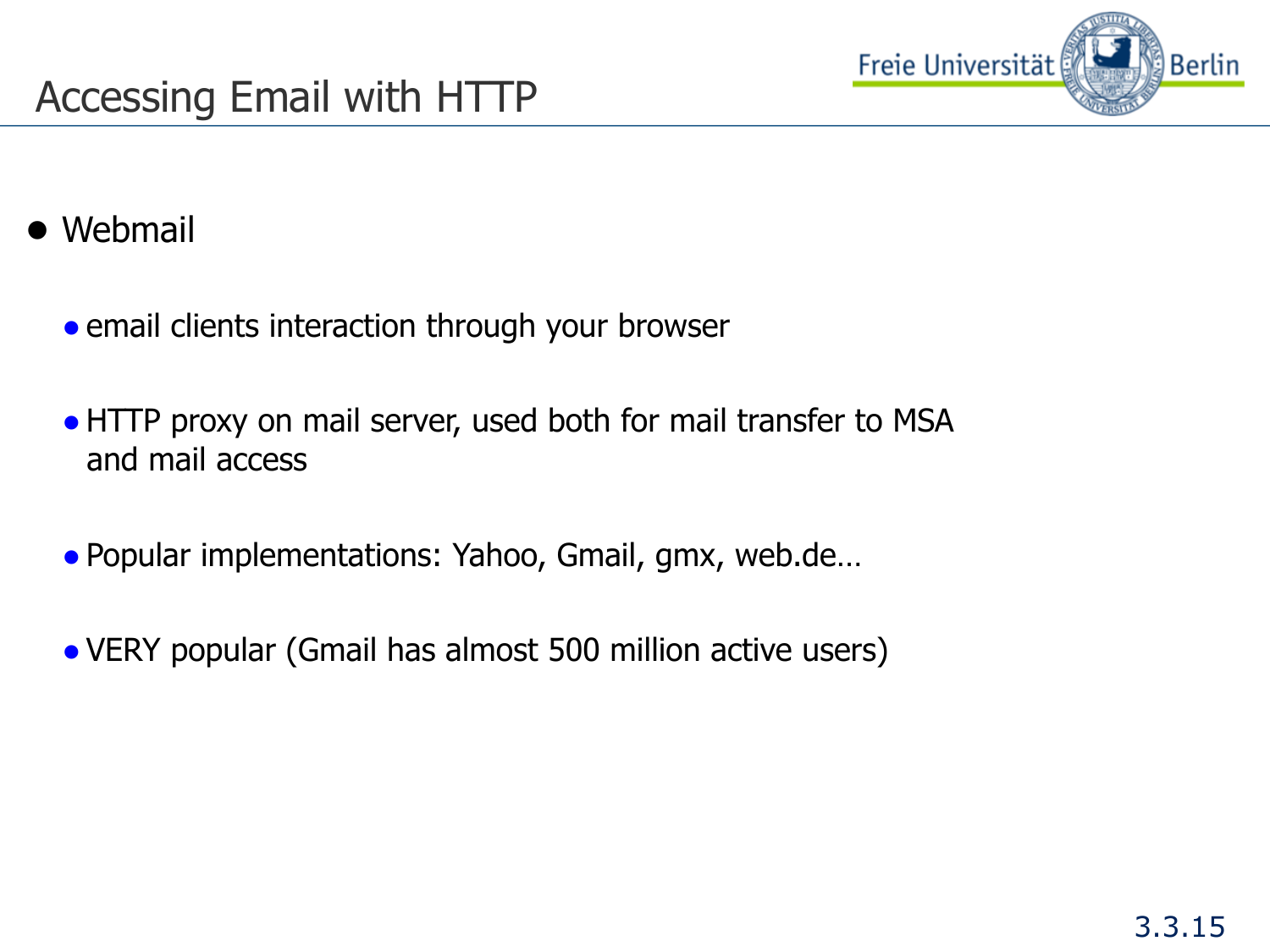# Accessing Email with HTTP

- Webmail
  - email clients interaction through your browser
  - HTTP proxy on mail server, used both for mail transfer to MSA and mail access
  - Popular implementations: Yahoo, Gmail, gmx, web.de…
  - VERY popular (Gmail has almost 500 million active users)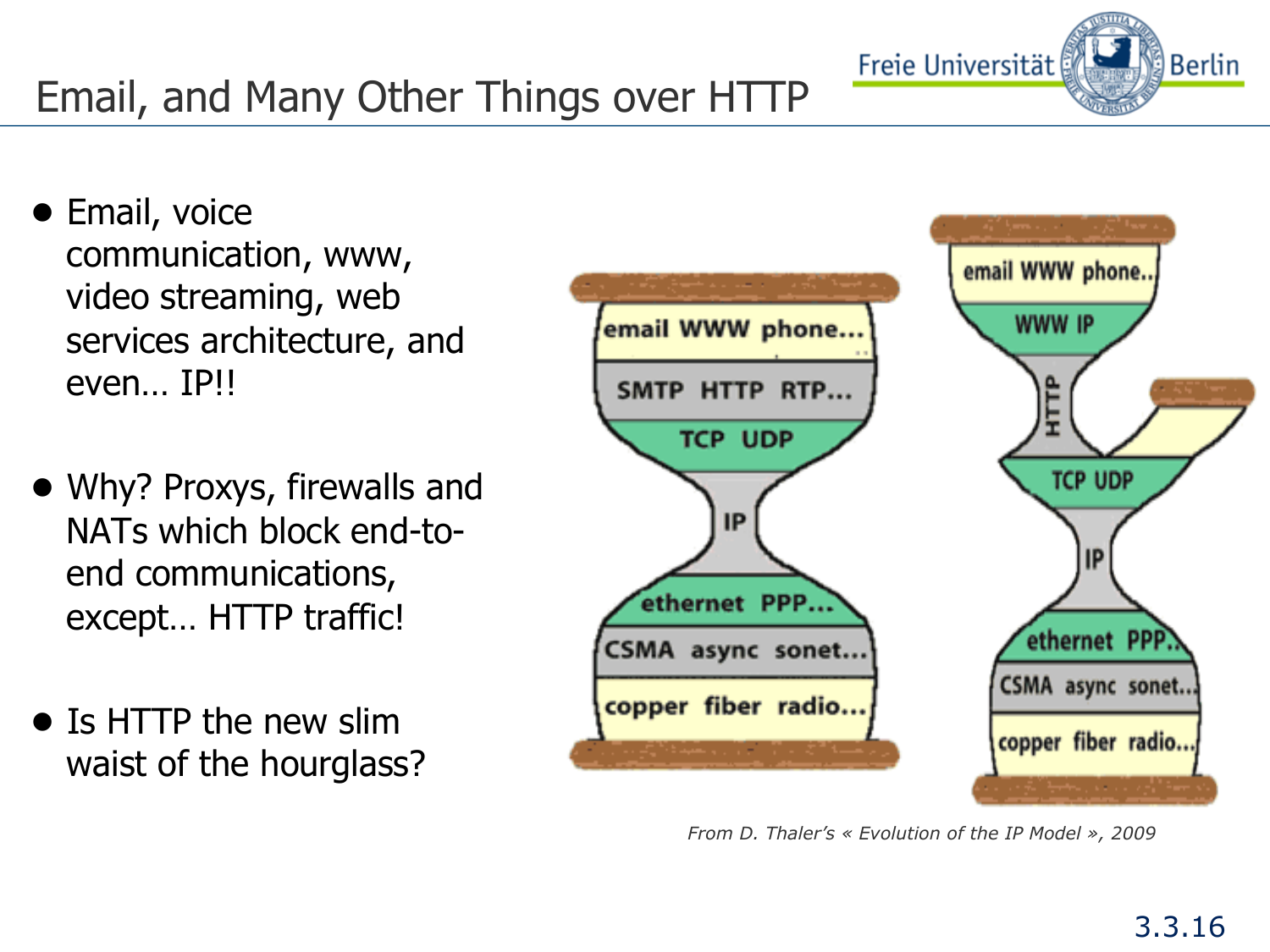# Email, and Many Other Things over HTTP

- Email, voice communication, www, video streaming, web services architecture, and even… IP!!
- Why? Proxys, firewalls and NATs which block end-to-end communications, except… HTTP traffic!
- Is HTTP the new slim waist of the hourglass?

*From D. Thaler's « Evolution of the IP Model », 2009*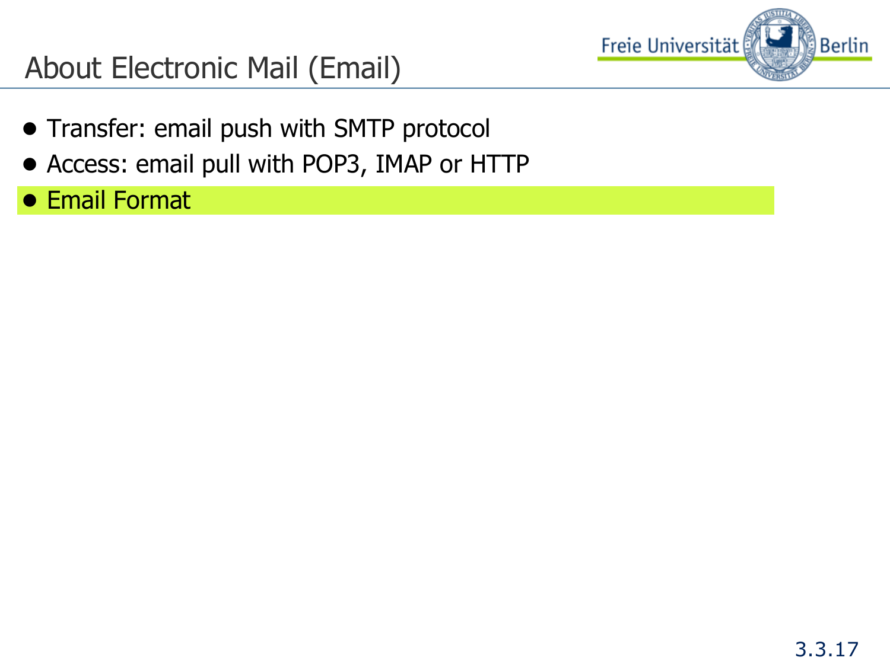# About Electronic Mail (Email)

- Transfer: email push with SMTP protocol
- Access: email pull with POP3, IMAP or HTTP
- Email Format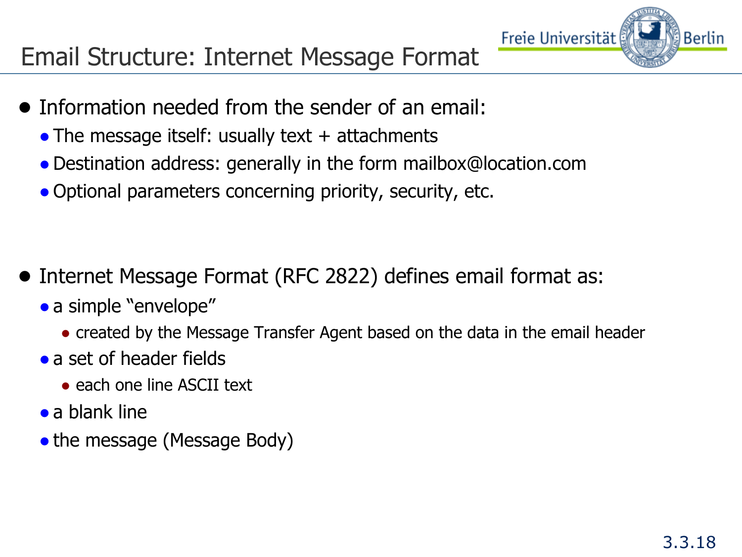# Email Structure: Internet Message Format

- Information needed from the sender of an email:
  - The message itself: usually text + attachments
  - Destination address: generally in the form mailbox@location.com
  - Optional parameters concerning priority, security, etc.

- Internet Message Format (RFC 2822) defines email format as:
  - a simple "envelope"
    - created by the Message Transfer Agent based on the data in the email header
  - a set of header fields
    - each one line ASCII text
  - a blank line
  - the message (Message Body)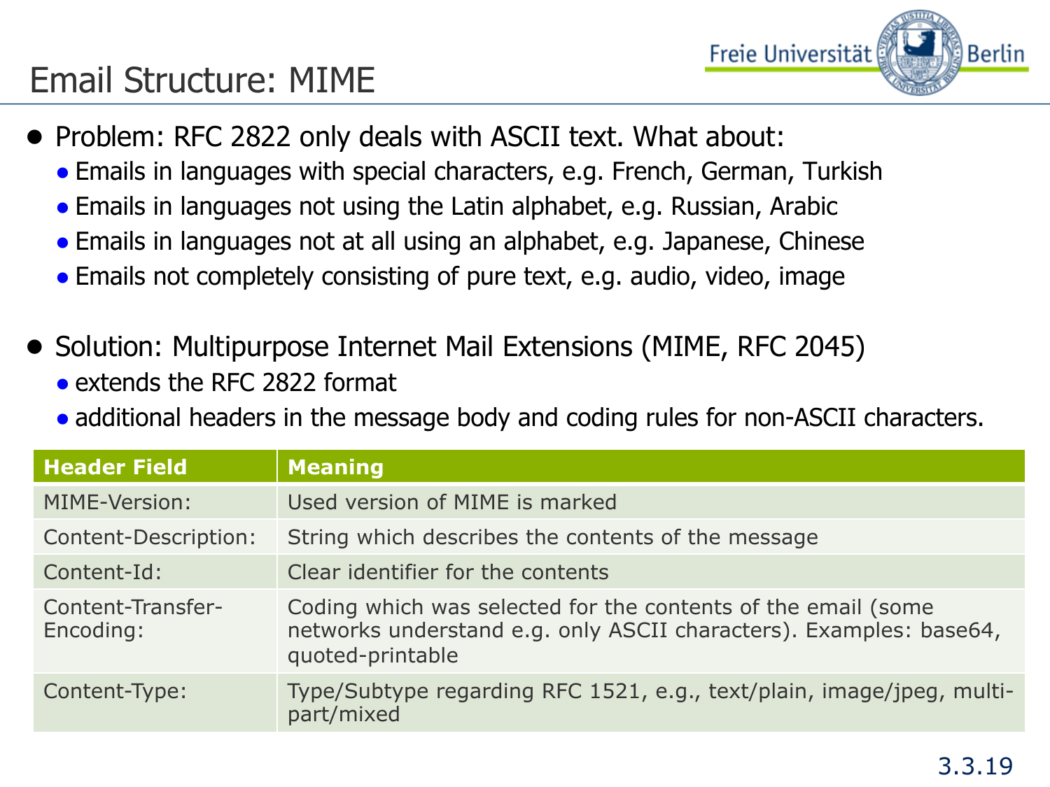# Email Structure: MIME

- Problem: RFC 2822 only deals with ASCII text. What about:
  - Emails in languages with special characters, e.g. French, German, Turkish
  - Emails in languages not using the Latin alphabet, e.g. Russian, Arabic
  - Emails in languages not at all using an alphabet, e.g. Japanese, Chinese
  - Emails not completely consisting of pure text, e.g. audio, video, image

- Solution: Multipurpose Internet Mail Extensions (MIME, RFC 2045)
  - extends the RFC 2822 format
  - additional headers in the message body and coding rules for non-ASCII characters.

| Header Field | Meaning |
|---|---|
| MIME-Version: | Used version of MIME is marked |
| Content-Description: | String which describes the contents of the message |
| Content-Id: | Clear identifier for the contents |
| Content-Transfer-Encoding: | Coding which was selected for the contents of the email (some networks understand e.g. only ASCII characters). Examples: base64, quoted-printable |
| Content-Type: | Type/Subtype regarding RFC 1521, e.g., text/plain, image/jpeg, multi-part/mixed |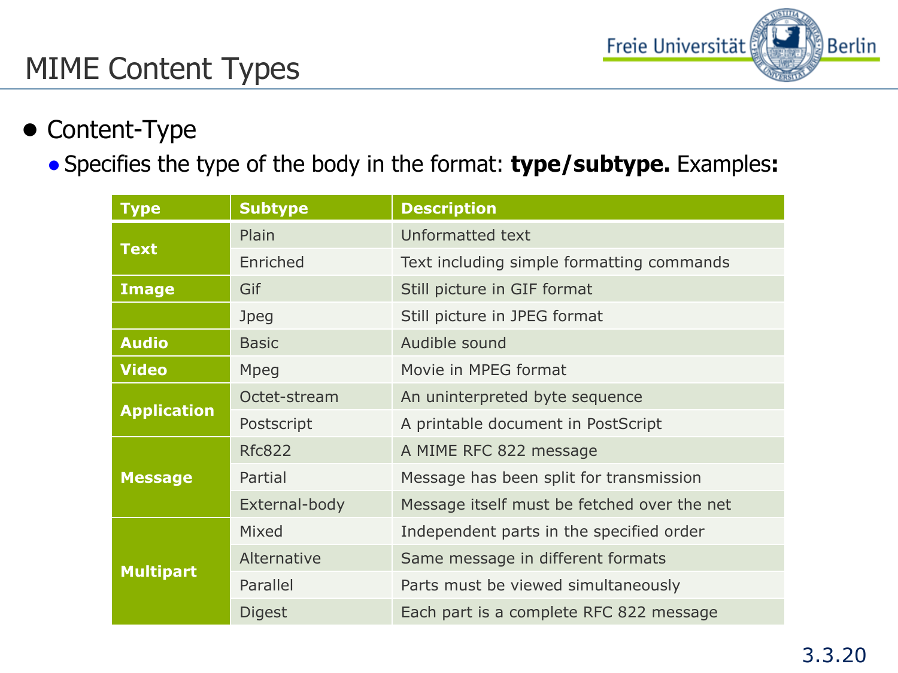# MIME Content Types

- Content-Type
  - Specifies the type of the body in the format: **type/subtype.** Examples**:**

| Type | Subtype | Description |
|---|---|---|
| **Text** | Plain | Unformatted text |
| | Enriched | Text including simple formatting commands |
| **Image** | Gif | Still picture in GIF format |
| | Jpeg | Still picture in JPEG format |
| **Audio** | Basic | Audible sound |
| **Video** | Mpeg | Movie in MPEG format |
| **Application** | Octet-stream | An uninterpreted byte sequence |
| | Postscript | A printable document in PostScript |
| **Message** | Rfc822 | A MIME RFC 822 message |
| | Partial | Message has been split for transmission |
| | External-body | Message itself must be fetched over the net |
| **Multipart** | Mixed | Independent parts in the specified order |
| | Alternative | Same message in different formats |
| | Parallel | Parts must be viewed simultaneously |
| | Digest | Each part is a complete RFC 822 message |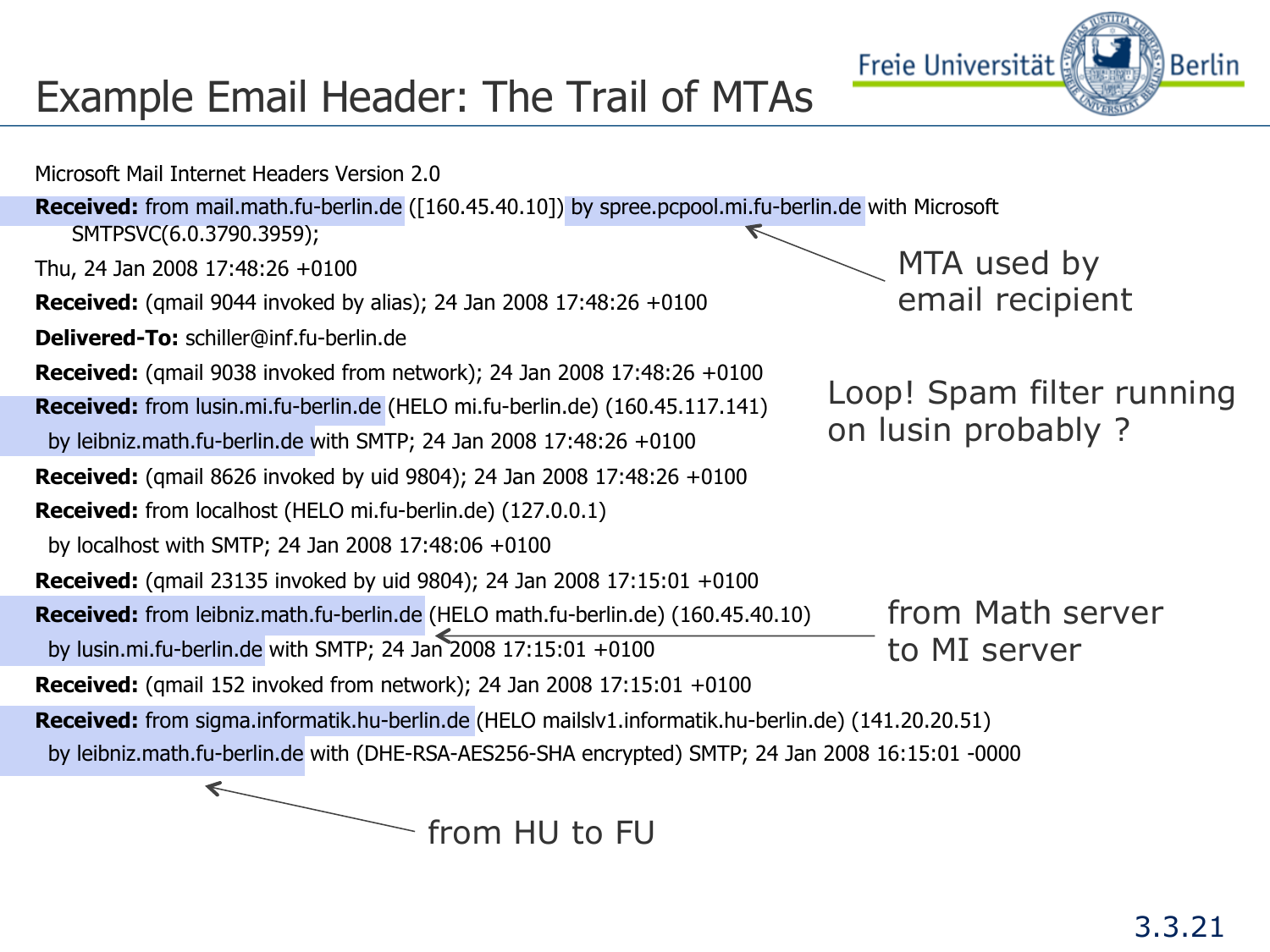# Example Email Header: The Trail of MTAs

Microsoft Mail Internet Headers Version 2.0

**Received:** from mail.math.fu-berlin.de ([160.45.40.10]) by spree.pcpool.mi.fu-berlin.de with Microsoft SMTPSVC(6.0.3790.3959);

Thu, 24 Jan 2008 17:48:26 +0100

**Received:** (qmail 9044 invoked by alias); 24 Jan 2008 17:48:26 +0100

**Delivered-To:** schiller@inf.fu-berlin.de

**Received:** (qmail 9038 invoked from network); 24 Jan 2008 17:48:26 +0100

**Received:** from lusin.mi.fu-berlin.de (HELO mi.fu-berlin.de) (160.45.117.141)
 by leibniz.math.fu-berlin.de with SMTP; 24 Jan 2008 17:48:26 +0100

**Received:** (qmail 8626 invoked by uid 9804); 24 Jan 2008 17:48:26 +0100

**Received:** from localhost (HELO mi.fu-berlin.de) (127.0.0.1)
 by localhost with SMTP; 24 Jan 2008 17:48:06 +0100

**Received:** (qmail 23135 invoked by uid 9804); 24 Jan 2008 17:15:01 +0100

**Received:** from leibniz.math.fu-berlin.de (HELO math.fu-berlin.de) (160.45.40.10)
 by lusin.mi.fu-berlin.de with SMTP; 24 Jan 2008 17:15:01 +0100

**Received:** (qmail 152 invoked from network); 24 Jan 2008 17:15:01 +0100

**Received:** from sigma.informatik.hu-berlin.de (HELO mailslv1.informatik.hu-berlin.de) (141.20.20.51)
 by leibniz.math.fu-berlin.de with (DHE-RSA-AES256-SHA encrypted) SMTP; 24 Jan 2008 16:15:01 -0000

MTA used by email recipient

Loop! Spam filter running on lusin probably ?

from Math server to MI server

from HU to FU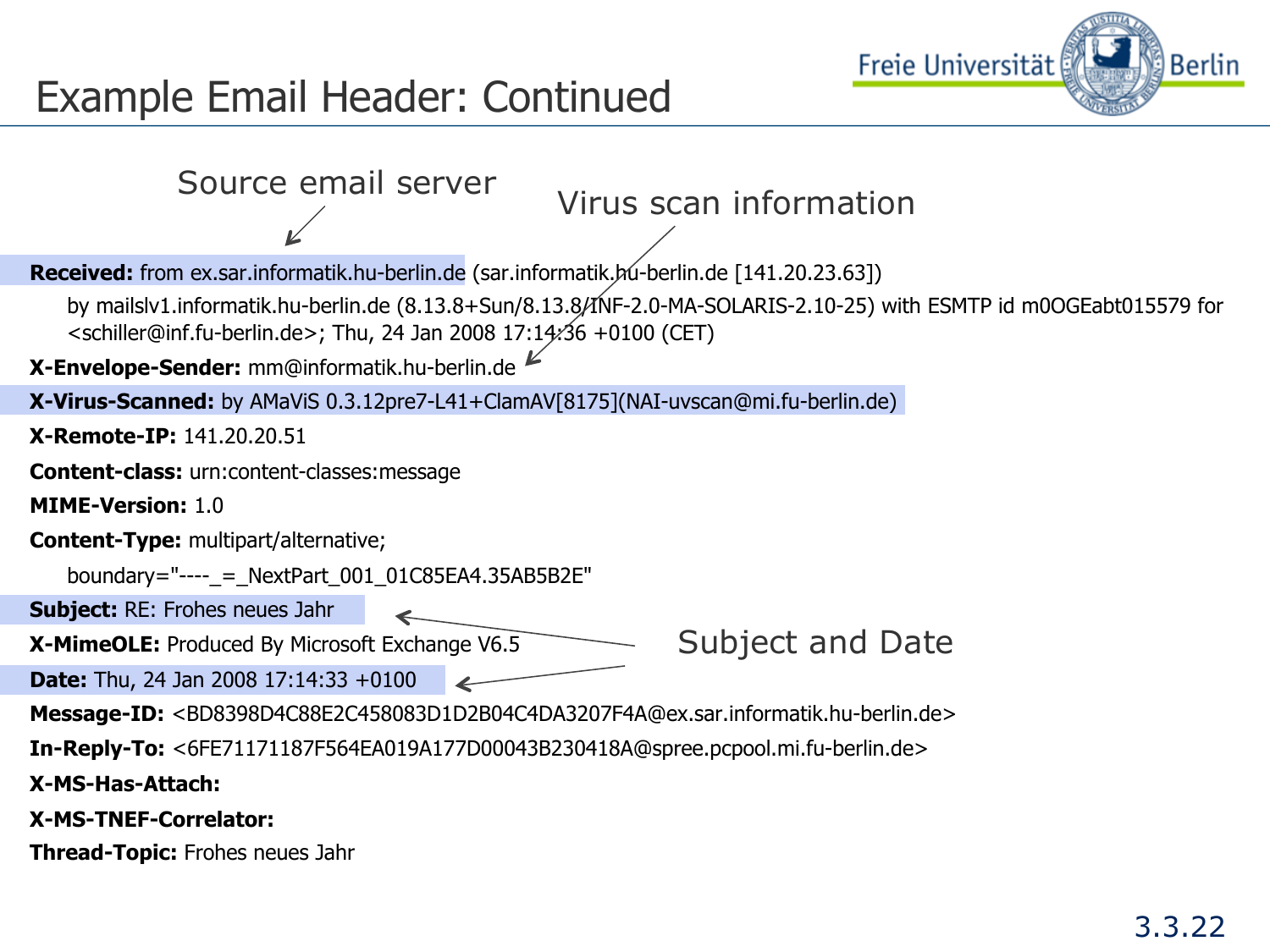# Example Email Header: Continued

Source email server

Virus scan information

**Received:** from ex.sar.informatik.hu-berlin.de (sar.informatik.hu-berlin.de [141.20.23.63])
by mailslv1.informatik.hu-berlin.de (8.13.8+Sun/8.13.8/INF-2.0-MA-SOLARIS-2.10-25) with ESMTP id m0OGEabt015579 for <schiller@inf.fu-berlin.de>; Thu, 24 Jan 2008 17:14:36 +0100 (CET)

**X-Envelope-Sender:** mm@informatik.hu-berlin.de

**X-Virus-Scanned:** by AMaViS 0.3.12pre7-L41+ClamAV[8175](NAI-uvscan@mi.fu-berlin.de)

**X-Remote-IP:** 141.20.20.51

**Content-class:** urn:content-classes:message

**MIME-Version:** 1.0

**Content-Type:** multipart/alternative;
boundary="----_=_NextPart_001_01C85EA4.35AB5B2E"

**Subject:** RE: Frohes neues Jahr

**X-MimeOLE:** Produced By Microsoft Exchange V6.5

**Date:** Thu, 24 Jan 2008 17:14:33 +0100

Subject and Date

**Message-ID:** <BD8398D4C88E2C458083D1D2B04C4DA3207F4A@ex.sar.informatik.hu-berlin.de>

**In-Reply-To:** <6FE71171187F564EA019A177D00043B230418A@spree.pcpool.mi.fu-berlin.de>

**X-MS-Has-Attach:**

**X-MS-TNEF-Correlator:**

**Thread-Topic:** Frohes neues Jahr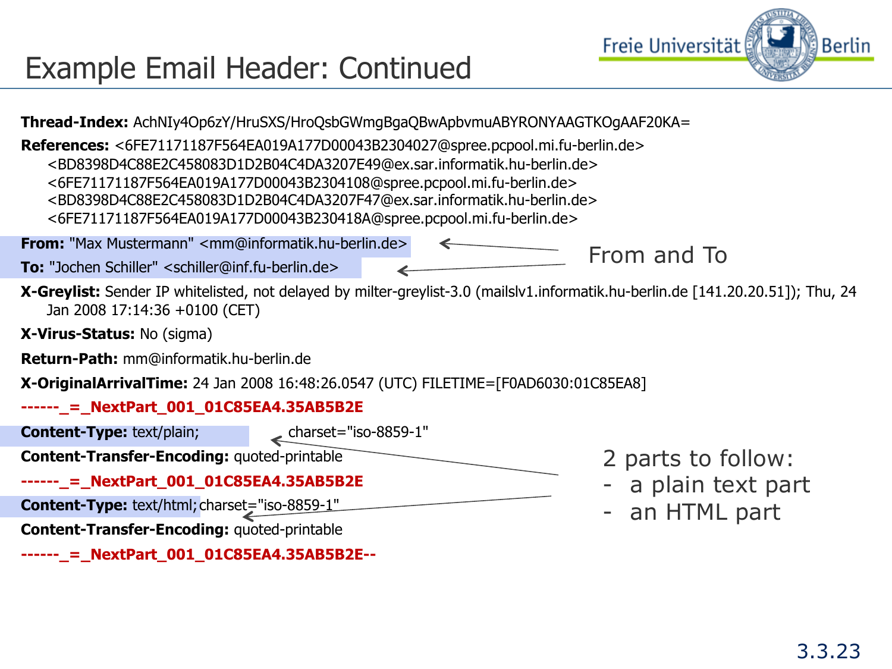# Example Email Header: Continued

**Thread-Index:** AchNIy4Op6zY/HruSXS/HroQsbGWmgBgaQBwApbvmuABYRONYAAGTKOgAAF20KA=

**References:** <6FE71171187F564EA019A177D00043B2304027@spree.pcpool.mi.fu-berlin.de>
<BD8398D4C88E2C458083D1D2B04C4DA3207E49@ex.sar.informatik.hu-berlin.de>
<6FE71171187F564EA019A177D00043B2304108@spree.pcpool.mi.fu-berlin.de>
<BD8398D4C88E2C458083D1D2B04C4DA3207F47@ex.sar.informatik.hu-berlin.de>
<6FE71171187F564EA019A177D00043B230418A@spree.pcpool.mi.fu-berlin.de>

**From:** "Max Mustermann" <mm@informatik.hu-berlin.de>

**To:** "Jochen Schiller" <schiller@inf.fu-berlin.de>

From and To

**X-Greylist:** Sender IP whitelisted, not delayed by milter-greylist-3.0 (mailslv1.informatik.hu-berlin.de [141.20.20.51]); Thu, 24 Jan 2008 17:14:36 +0100 (CET)

**X-Virus-Status:** No (sigma)

**Return-Path:** mm@informatik.hu-berlin.de

**X-OriginalArrivalTime:** 24 Jan 2008 16:48:26.0547 (UTC) FILETIME=[F0AD6030:01C85EA8]

**------_=_NextPart_001_01C85EA4.35AB5B2E**

**Content-Type:** text/plain; charset="iso-8859-1"

**Content-Transfer-Encoding:** quoted-printable

**------_=_NextPart_001_01C85EA4.35AB5B2E**

**Content-Type:** text/html; charset="iso-8859-1"

**Content-Transfer-Encoding:** quoted-printable

**------_=_NextPart_001_01C85EA4.35AB5B2E--**

2 parts to follow:
- a plain text part
- an HTML part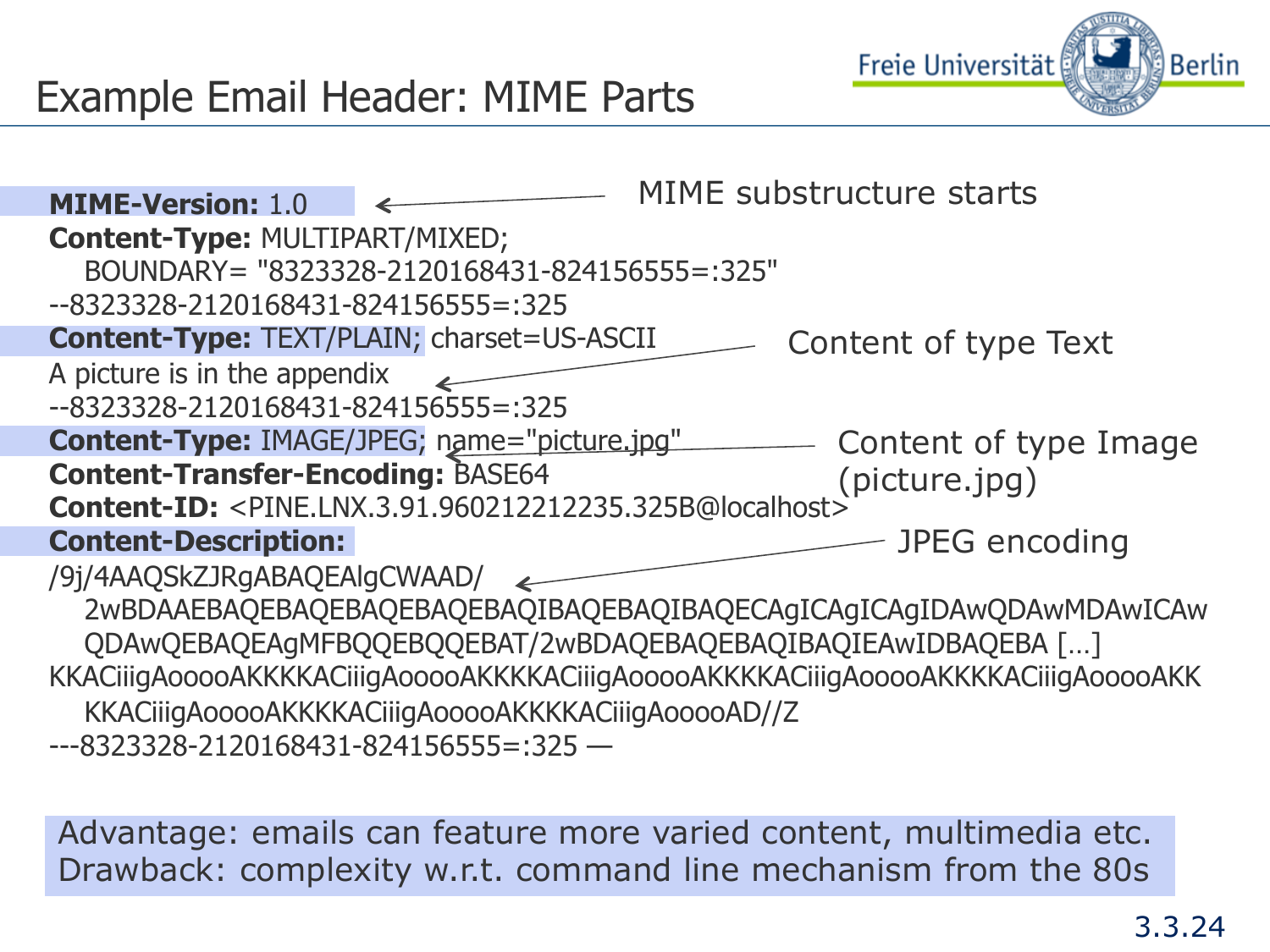# Example Email Header: MIME Parts

```
MIME-Version: 1.0
Content-Type: MULTIPART/MIXED;
   BOUNDARY= "8323328-2120168431-824156555=:325"
--8323328-2120168431-824156555=:325
Content-Type: TEXT/PLAIN; charset=US-ASCII
A picture is in the appendix
--8323328-2120168431-824156555=:325
Content-Type: IMAGE/JPEG; name="picture.jpg"
Content-Transfer-Encoding: BASE64
Content-ID: <PINE.LNX.3.91.960212212235.325B@localhost>
Content-Description:
/9j/4AAQSkZJRgABAQEAlgCWAAD/
   2wBDAAEBAQEBAQEBAQEBAQEBAQIBAQEBAQIBAQECAgICAgICAgIDAwQDAwMDAwICAw
   QDAwQEBAQEAgMFBQQEBQQEBAT/2wBDAQEBAQEBAQIBAQIEAwIDBAQEBA [...]
KKACiiigAooooAKKKKACiiigAooooAKKKKACiiigAooooAKKKKACiiigAooooAKKKKACiiigAooooAKK
   KKACiiigAooooAKKKKACiiigAooooAKKKKACiiigAooooAD//Z
---8323328-2120168431-824156555=:325 —
```

MIME substructure starts

Content of type Text

Content of type Image (picture.jpg)

JPEG encoding

Advantage: emails can feature more varied content, multimedia etc.
Drawback: complexity w.r.t. command line mechanism from the 80s